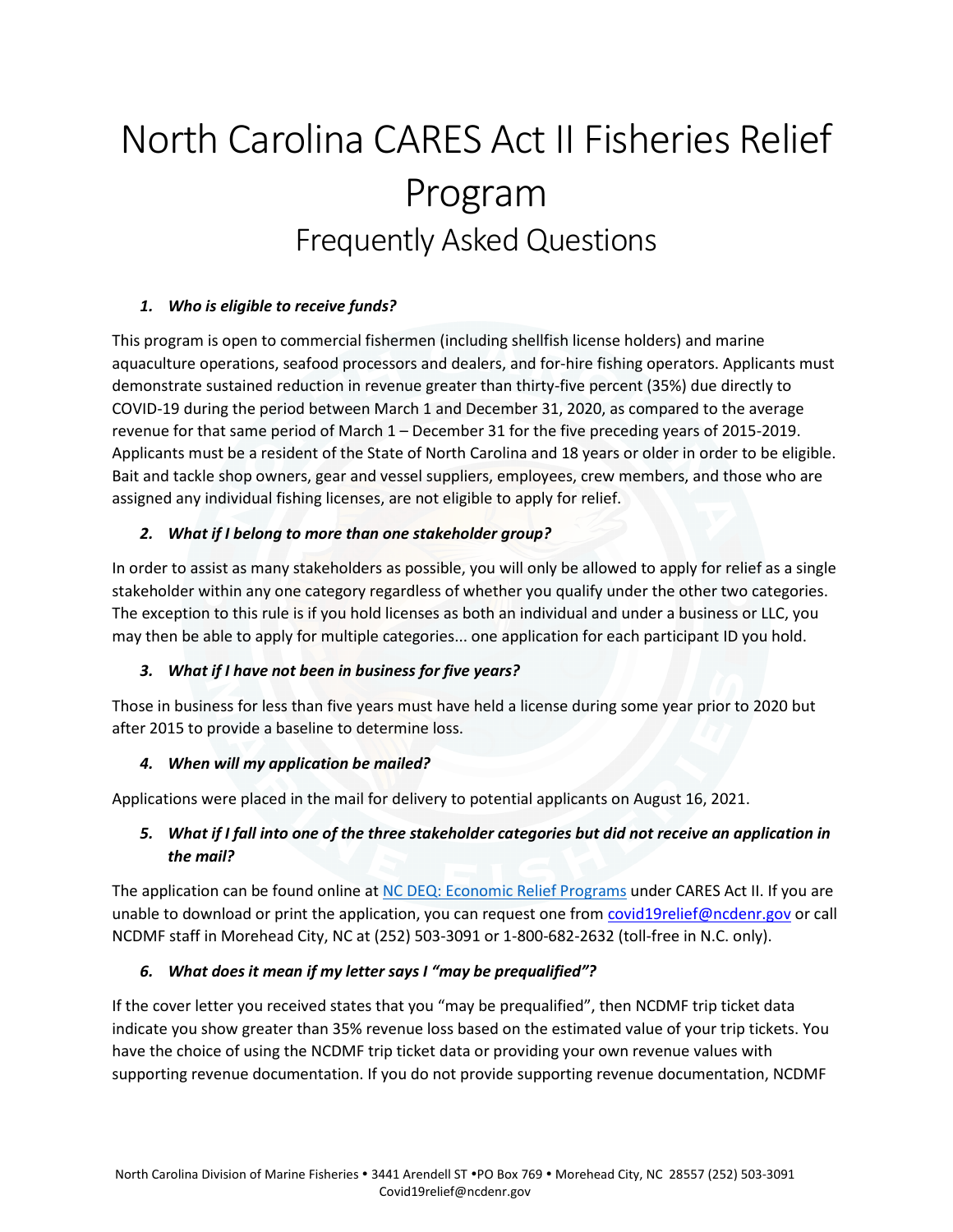# North Carolina CARES Act II Fisheries Relief Program

## Frequently Asked Questions

### *1. Who is eligible to receive funds?*

This program is open to commercial fishermen (including shellfish license holders) and marine aquaculture operations, seafood processors and dealers, and for-hire fishing operators. Applicants must demonstrate sustained reduction in revenue greater than thirty-five percent (35%) due directly to COVID-19 during the period between March 1 and December 31, 2020, as compared to the average revenue for that same period of March 1 – December 31 for the five preceding years of 2015-2019. Applicants must be a resident of the State of North Carolina and 18 years or older in order to be eligible. Bait and tackle shop owners, gear and vessel suppliers, employees, crew members, and those who are assigned any individual fishing licenses, are not eligible to apply for relief.

### *2. What if I belong to more than one stakeholder group?*

In order to assist as many stakeholders as possible, you will only be allowed to apply for relief as a single stakeholder within any one category regardless of whether you qualify under the other two categories. The exception to this rule is if you hold licenses as both an individual and under a business or LLC, you may then be able to apply for multiple categories... one application for each participant ID you hold.

### *3. What if I have not been in business for five years?*

Those in business for less than five years must have held a license during some year prior to 2020 but after 2015 to provide a baseline to determine loss.

### *4. When will my application be mailed?*

Applications were placed in the mail for delivery to potential applicants on August 16, 2021.

### *5. What if I fall into one of the three stakeholder categories but did not receive an application in the mail?*

The application can be found online at [NC DEQ: Economic Relief Programs]() under CARES Act II. If you are unable to download or print the application, you can request one from [covid19relief@ncdenr.gov]() or call NCDMF staff in Morehead City, NC at (252) 503-3091 or 1-800-682-2632 (toll-free in N.C. only).

### *6. What does it mean if my letter says I "may be prequalified"?*

If the cover letter you received states that you "may be prequalified", then NCDMF trip ticket data indicate you show greater than 35% revenue loss based on the estimated value of your trip tickets. You have the choice of using the NCDMF trip ticket data or providing your own revenue values with supporting revenue documentation. If you do not provide supporting revenue documentation, NCDMF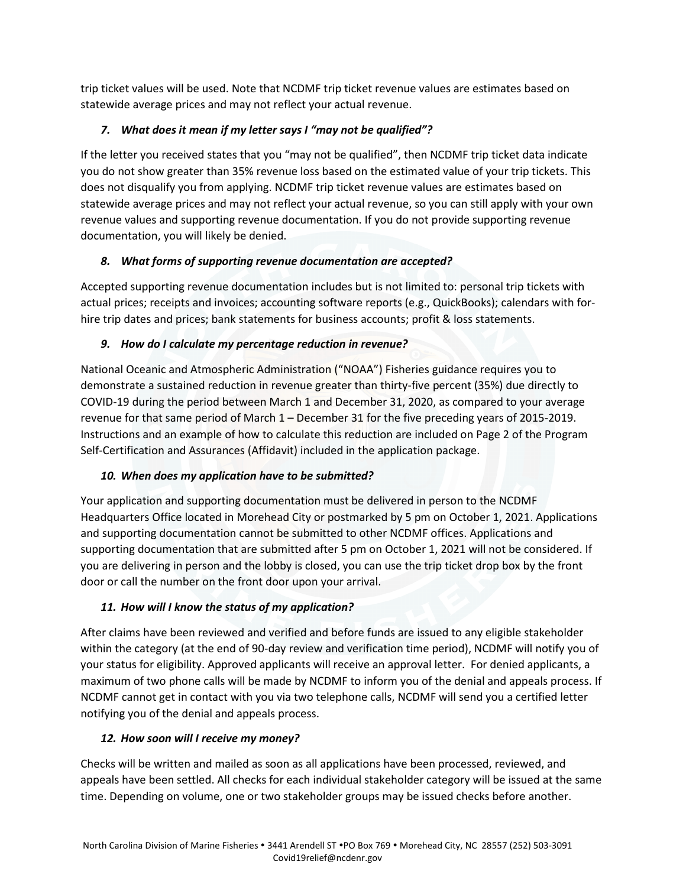trip ticket values will be used. Note that NCDMF trip ticket revenue values are estimates based on statewide average prices and may not reflect your actual revenue.

### *7. What does it mean if my letter says I "may not be qualified"?*

If the letter you received states that you "may not be qualified", then NCDMF trip ticket data indicate you do not show greater than 35% revenue loss based on the estimated value of your trip tickets. This does not disqualify you from applying. NCDMF trip ticket revenue values are estimates based on statewide average prices and may not reflect your actual revenue, so you can still apply with your own revenue values and supporting revenue documentation. If you do not provide supporting revenue documentation, you will likely be denied.

### *8. What forms of supporting revenue documentation are accepted?*

Accepted supporting revenue documentation includes but is not limited to: personal trip tickets with actual prices; receipts and invoices; accounting software reports (e.g., QuickBooks); calendars with for-hire trip dates and prices; bank statements for business accounts; profit & loss statements.

### *9. How do I calculate my percentage reduction in revenue?*

National Oceanic and Atmospheric Administration ("NOAA") Fisheries guidance requires you to demonstrate a sustained reduction in revenue greater than thirty-five percent (35%) due directly to COVID-19 during the period between March 1 and December 31, 2020, as compared to your average revenue for that same period of March 1 – December 31 for the five preceding years of 2015-2019. Instructions and an example of how to calculate this reduction are included on Page 2 of the Program Self-Certification and Assurances (Affidavit) included in the application package.

### *10. When does my application have to be submitted?*

Your application and supporting documentation must be delivered in person to the NCDMF Headquarters Office located in Morehead City or postmarked by 5 pm on October 1, 2021. Applications and supporting documentation cannot be submitted to other NCDMF offices. Applications and supporting documentation that are submitted after 5 pm on October 1, 2021 will not be considered. If you are delivering in person and the lobby is closed, you can use the trip ticket drop box by the front door or call the number on the front door upon your arrival.

### *11. How will I know the status of my application?*

After claims have been reviewed and verified and before funds are issued to any eligible stakeholder within the category (at the end of 90-day review and verification time period), NCDMF will notify you of your status for eligibility. Approved applicants will receive an approval letter. For denied applicants, a maximum of two phone calls will be made by NCDMF to inform you of the denial and appeals process. If NCDMF cannot get in contact with you via two telephone calls, NCDMF will send you a certified letter notifying you of the denial and appeals process.

### *12. How soon will I receive my money?*

Checks will be written and mailed as soon as all applications have been processed, reviewed, and appeals have been settled. All checks for each individual stakeholder category will be issued at the same time. Depending on volume, one or two stakeholder groups may be issued checks before another.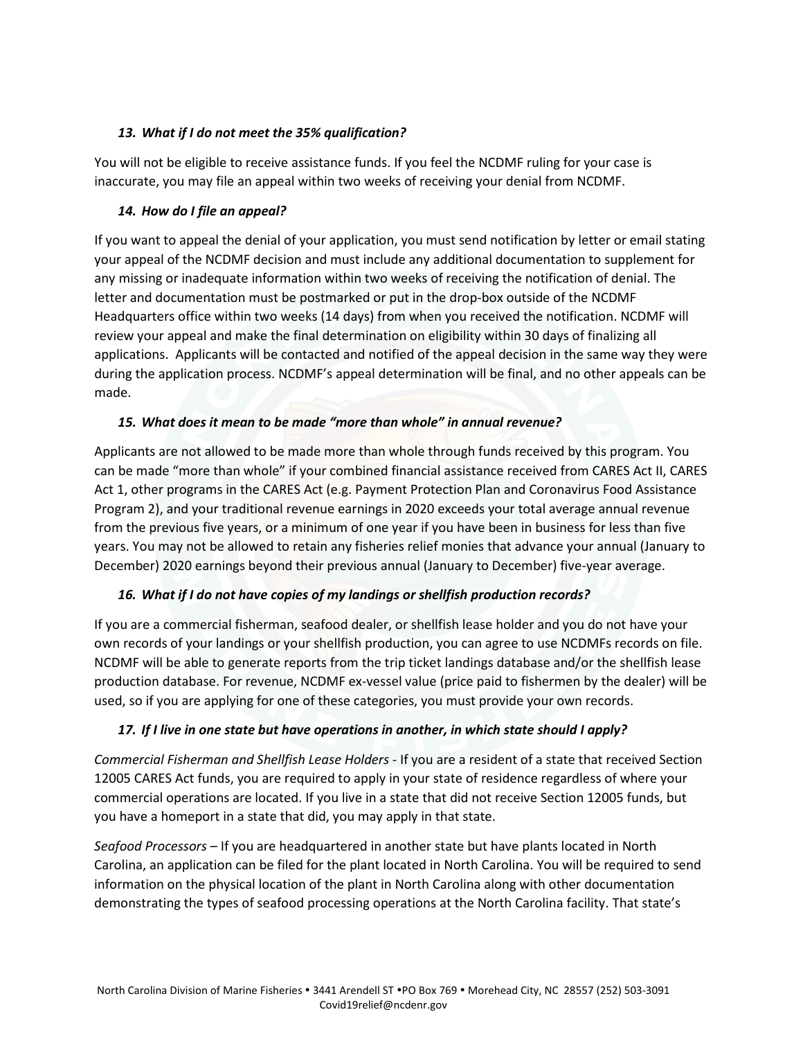### *13. What if I do not meet the 35% qualification?*

You will not be eligible to receive assistance funds. If you feel the NCDMF ruling for your case is inaccurate, you may file an appeal within two weeks of receiving your denial from NCDMF.

### *14. How do I file an appeal?*

If you want to appeal the denial of your application, you must send notification by letter or email stating your appeal of the NCDMF decision and must include any additional documentation to supplement for any missing or inadequate information within two weeks of receiving the notification of denial. The letter and documentation must be postmarked or put in the drop-box outside of the NCDMF Headquarters office within two weeks (14 days) from when you received the notification. NCDMF will review your appeal and make the final determination on eligibility within 30 days of finalizing all applications. Applicants will be contacted and notified of the appeal decision in the same way they were during the application process. NCDMF's appeal determination will be final, and no other appeals can be made.

### *15. What does it mean to be made "more than whole" in annual revenue?*

Applicants are not allowed to be made more than whole through funds received by this program. You can be made "more than whole" if your combined financial assistance received from CARES Act II, CARES Act 1, other programs in the CARES Act (e.g. Payment Protection Plan and Coronavirus Food Assistance Program 2), and your traditional revenue earnings in 2020 exceeds your total average annual revenue from the previous five years, or a minimum of one year if you have been in business for less than five years. You may not be allowed to retain any fisheries relief monies that advance your annual (January to December) 2020 earnings beyond their previous annual (January to December) five-year average.

### *16. What if I do not have copies of my landings or shellfish production records?*

If you are a commercial fisherman, seafood dealer, or shellfish lease holder and you do not have your own records of your landings or your shellfish production, you can agree to use NCDMFs records on file. NCDMF will be able to generate reports from the trip ticket landings database and/or the shellfish lease production database. For revenue, NCDMF ex-vessel value (price paid to fishermen by the dealer) will be used, so if you are applying for one of these categories, you must provide your own records.

### *17. If I live in one state but have operations in another, in which state should I apply?*

*Commercial Fisherman and Shellfish Lease Holders* - If you are a resident of a state that received Section 12005 CARES Act funds, you are required to apply in your state of residence regardless of where your commercial operations are located. If you live in a state that did not receive Section 12005 funds, but you have a homeport in a state that did, you may apply in that state.

*Seafood Processors* – If you are headquartered in another state but have plants located in North Carolina, an application can be filed for the plant located in North Carolina. You will be required to send information on the physical location of the plant in North Carolina along with other documentation demonstrating the types of seafood processing operations at the North Carolina facility. That state's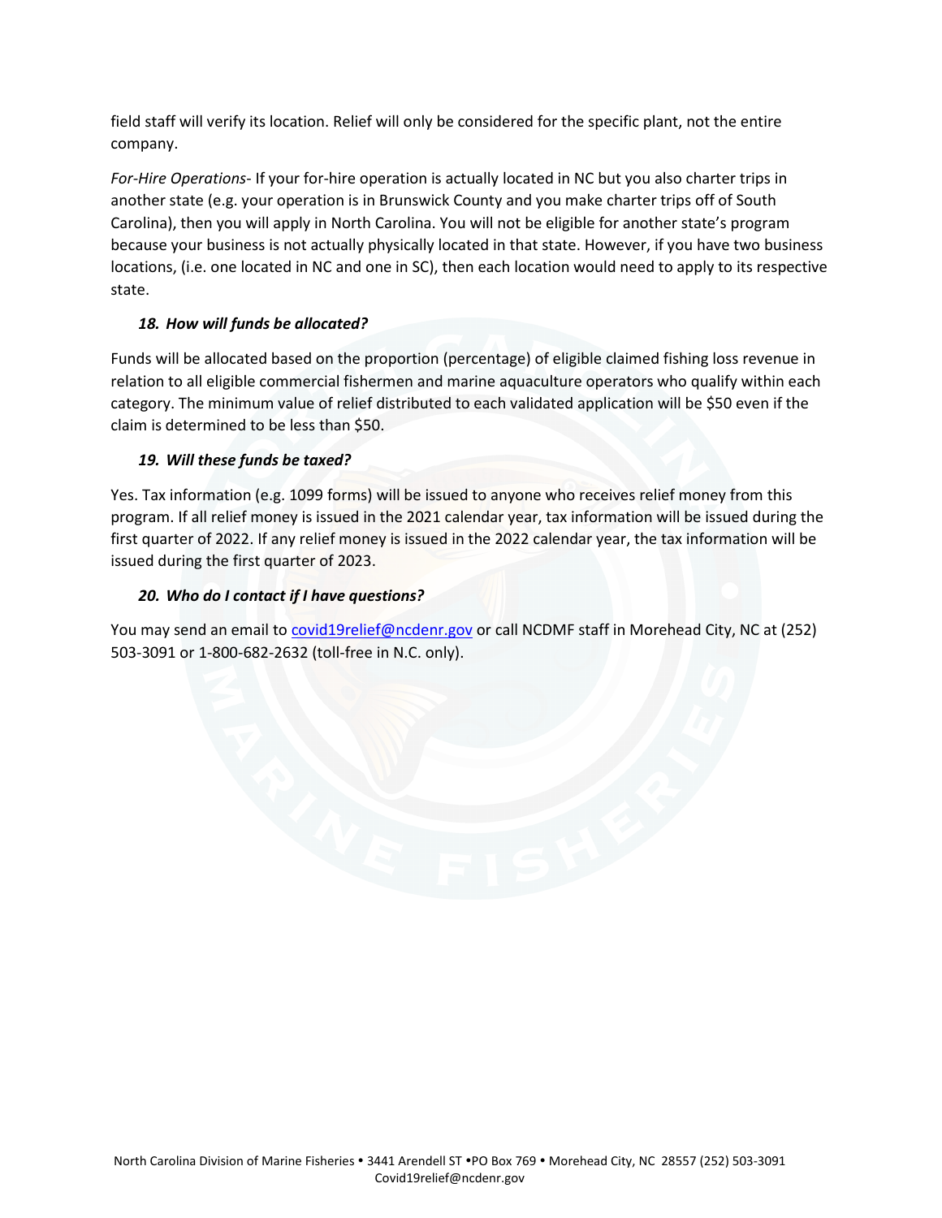field staff will verify its location. Relief will only be considered for the specific plant, not the entire company.

*For-Hire Operations*- If your for-hire operation is actually located in NC but you also charter trips in another state (e.g. your operation is in Brunswick County and you make charter trips off of South Carolina), then you will apply in North Carolina. You will not be eligible for another state's program because your business is not actually physically located in that state. However, if you have two business locations, (i.e. one located in NC and one in SC), then each location would need to apply to its respective state.

### *18. How will funds be allocated?*

Funds will be allocated based on the proportion (percentage) of eligible claimed fishing loss revenue in relation to all eligible commercial fishermen and marine aquaculture operators who qualify within each category. The minimum value of relief distributed to each validated application will be $50 even if the claim is determined to be less than $50.

### *19. Will these funds be taxed?*

Yes. Tax information (e.g. 1099 forms) will be issued to anyone who receives relief money from this program. If all relief money is issued in the 2021 calendar year, tax information will be issued during the first quarter of 2022. If any relief money is issued in the 2022 calendar year, the tax information will be issued during the first quarter of 2023.

### *20. Who do I contact if I have questions?*

You may send an email to covid19relief@ncdenr.gov or call NCDMF staff in Morehead City, NC at (252) 503-3091 or 1-800-682-2632 (toll-free in N.C. only).